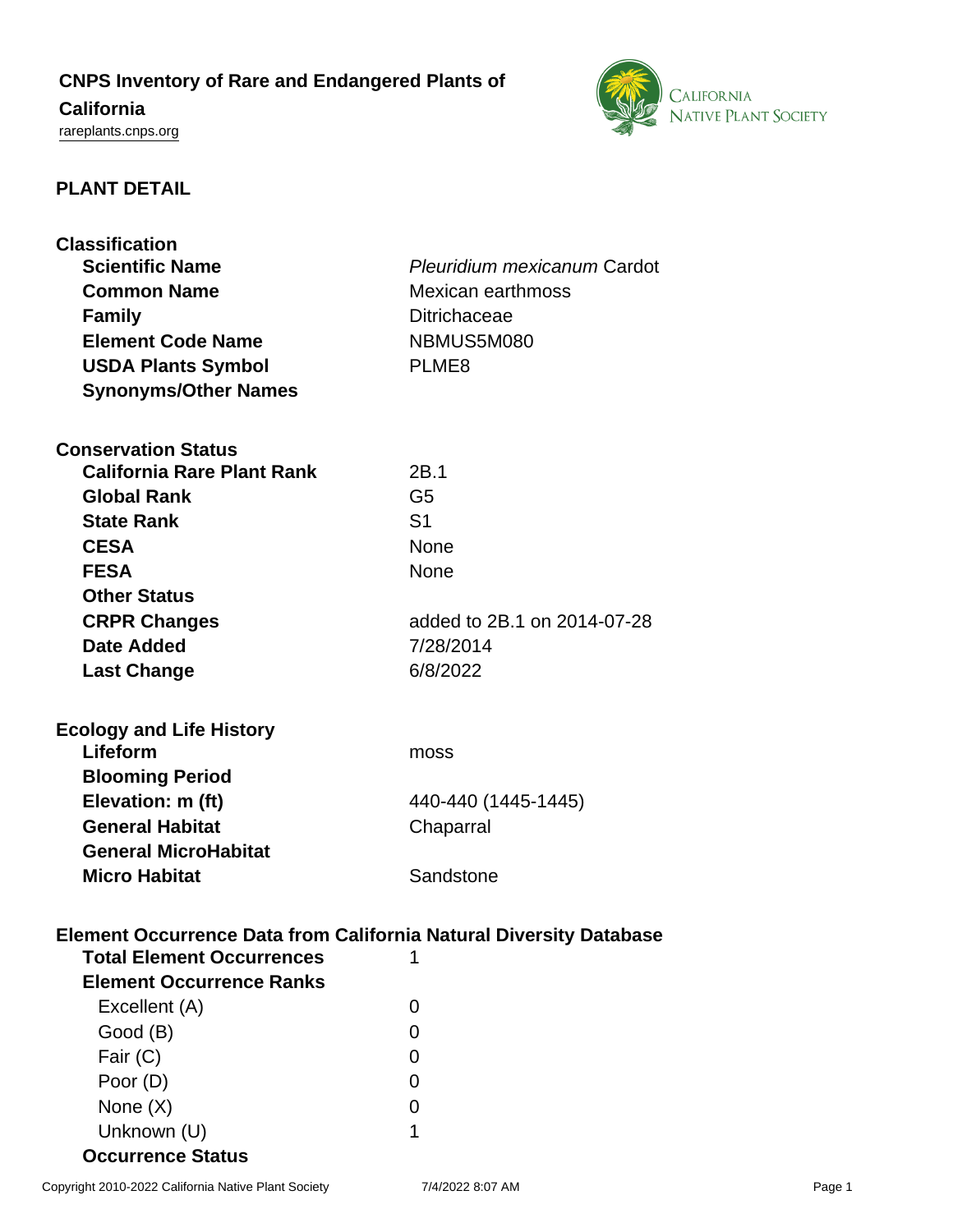# CNPS Inventory of Rare and Endangered Plants of California

rareplants.cnps.org

## PLANT DETAIL

### Classification

| | |
|---|---|
| **Scientific Name** | *Pleuridium mexicanum* Cardot |
| **Common Name** | Mexican earthmoss |
| **Family** | Ditrichaceae |
| **Element Code Name** | NBMUS5M080 |
| **USDA Plants Symbol** | PLME8 |
| **Synonyms/Other Names** | |

### Conservation Status

| | |
|---|---|
| **California Rare Plant Rank** | 2B.1 |
| **Global Rank** | G5 |
| **State Rank** | S1 |
| **CESA** | None |
| **FESA** | None |
| **Other Status** | |
| **CRPR Changes** | added to 2B.1 on 2014-07-28 |
| **Date Added** | 7/28/2014 |
| **Last Change** | 6/8/2022 |

### Ecology and Life History

| | |
|---|---|
| **Lifeform** | moss |
| **Blooming Period** | |
| **Elevation: m (ft)** | 440-440 (1445-1445) |
| **General Habitat** | Chaparral |
| **General MicroHabitat** | |
| **Micro Habitat** | Sandstone |

### Element Occurrence Data from California Natural Diversity Database

| | |
|---|---|
| **Total Element Occurrences** | 1 |
| **Element Occurrence Ranks** | |
| Excellent (A) | 0 |
| Good (B) | 0 |
| Fair (C) | 0 |
| Poor (D) | 0 |
| None (X) | 0 |
| Unknown (U) | 1 |
| **Occurrence Status** | |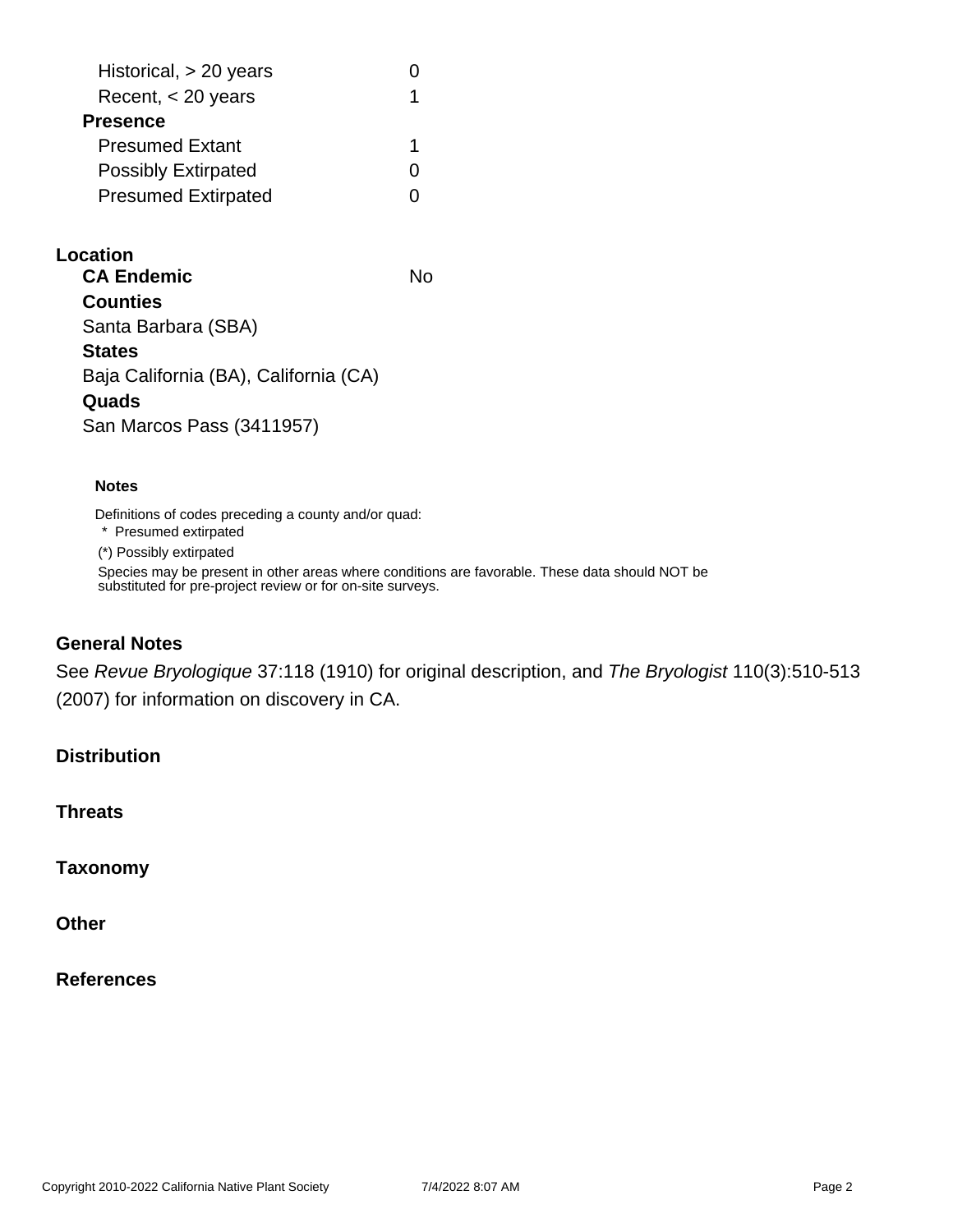| | |
|---|---|
| Historical, > 20 years | 0 |
| Recent, < 20 years | 1 |
| **Presence** | |
| Presumed Extant | 1 |
| Possibly Extirpated | 0 |
| Presumed Extirpated | 0 |

## Location

**CA Endemic** No

**Counties**

Santa Barbara (SBA)

**States**

Baja California (BA), California (CA)

**Quads**

San Marcos Pass (3411957)

**Notes**

Definitions of codes preceding a county and/or quad:

* Presumed extirpated

(*) Possibly extirpated

Species may be present in other areas where conditions are favorable. These data should NOT be substituted for pre-project review or for on-site surveys.

## General Notes

See *Revue Bryologique* 37:118 (1910) for original description, and *The Bryologist* 110(3):510-513 (2007) for information on discovery in CA.

## Distribution

## Threats

## Taxonomy

## Other

## References